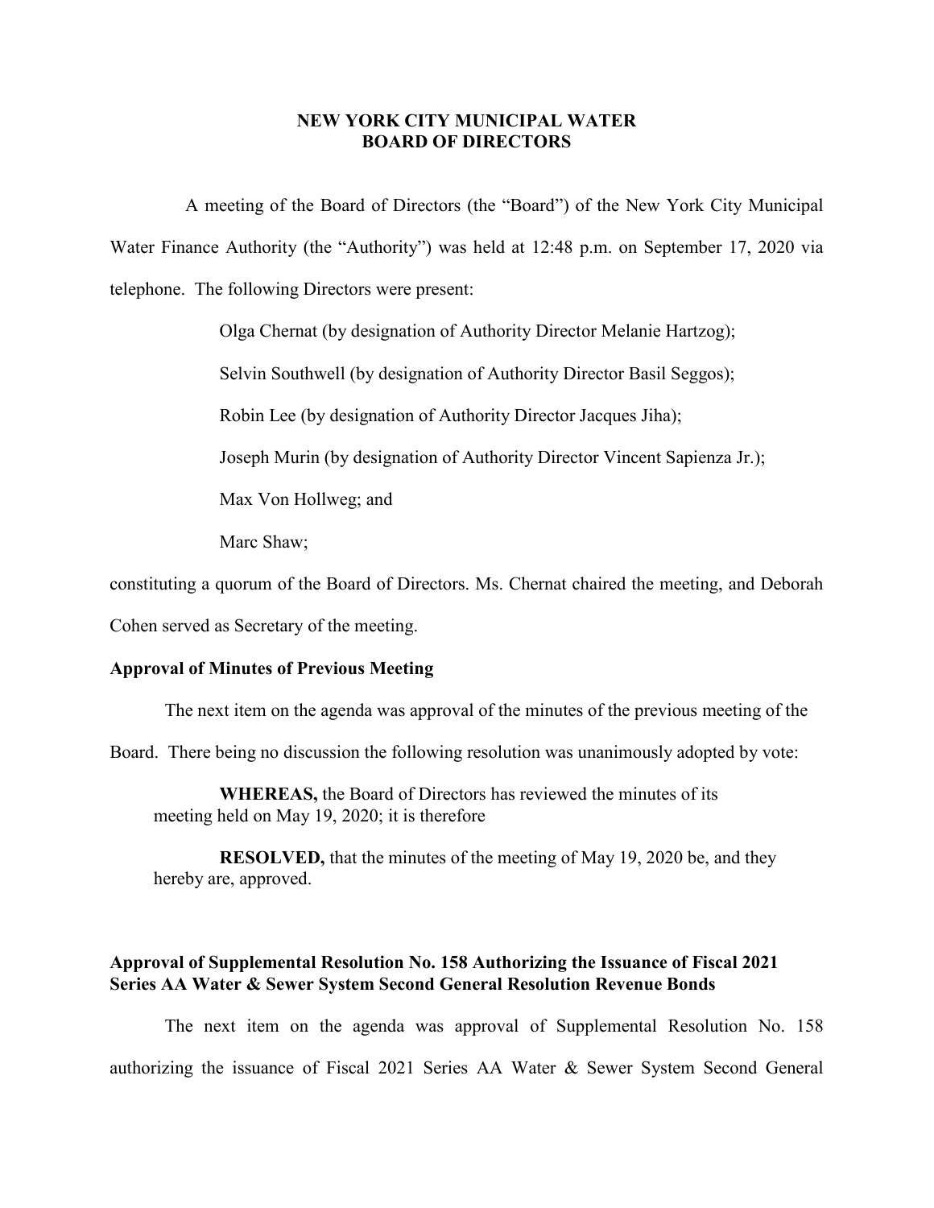# NEW YORK CITY MUNICIPAL WATER
# BOARD OF DIRECTORS

A meeting of the Board of Directors (the "Board") of the New York City Municipal Water Finance Authority (the "Authority") was held at 12:48 p.m. on September 17, 2020 via telephone. The following Directors were present:

Olga Chernat (by designation of Authority Director Melanie Hartzog);

Selvin Southwell (by designation of Authority Director Basil Seggos);

Robin Lee (by designation of Authority Director Jacques Jiha);

Joseph Murin (by designation of Authority Director Vincent Sapienza Jr.);

Max Von Hollweg; and

Marc Shaw;

constituting a quorum of the Board of Directors. Ms. Chernat chaired the meeting, and Deborah Cohen served as Secretary of the meeting.

**Approval of Minutes of Previous Meeting**

The next item on the agenda was approval of the minutes of the previous meeting of the Board. There being no discussion the following resolution was unanimously adopted by vote:

> **WHEREAS,** the Board of Directors has reviewed the minutes of its meeting held on May 19, 2020; it is therefore
>
> **RESOLVED,** that the minutes of the meeting of May 19, 2020 be, and they hereby are, approved.

**Approval of Supplemental Resolution No. 158 Authorizing the Issuance of Fiscal 2021 Series AA Water & Sewer System Second General Resolution Revenue Bonds**

The next item on the agenda was approval of Supplemental Resolution No. 158 authorizing the issuance of Fiscal 2021 Series AA Water & Sewer System Second General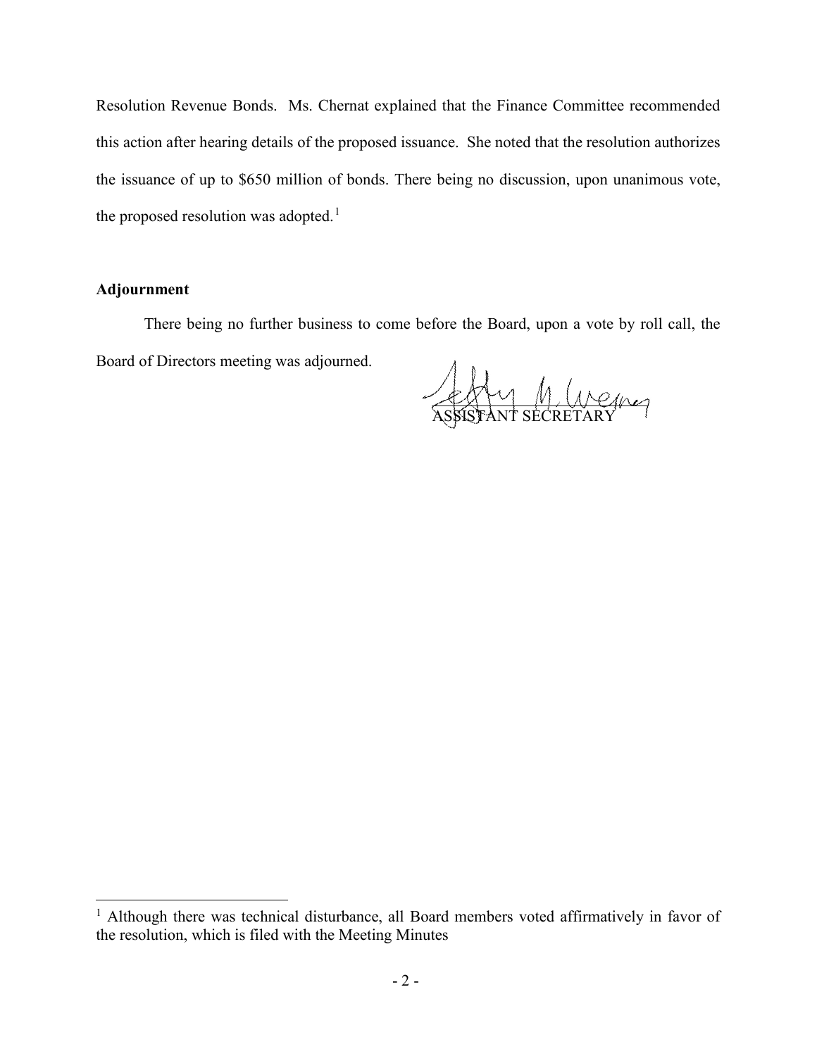Resolution Revenue Bonds. Ms. Chernat explained that the Finance Committee recommended this action after hearing details of the proposed issuance. She noted that the resolution authorizes the issuance of up to $650 million of bonds. There being no discussion, upon unanimous vote, the proposed resolution was adopted.[1]

**Adjournment**

There being no further business to come before the Board, upon a vote by roll call, the Board of Directors meeting was adjourned.

ASSISTANT SECRETARY

[1] Although there was technical disturbance, all Board members voted affirmatively in favor of the resolution, which is filed with the Meeting Minutes